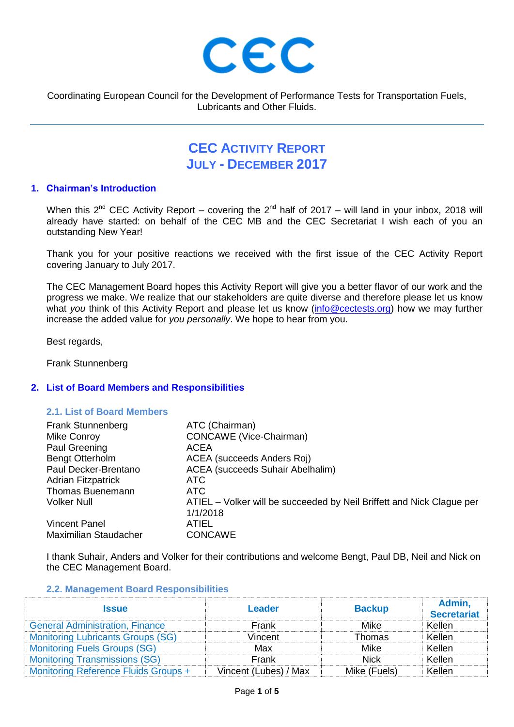# CEC

Coordinating European Council for the Development of Performance Tests for Transportation Fuels, Lubricants and Other Fluids.

# CEC ACTIVITY REPORT
# JULY - DECEMBER 2017

## 1. Chairman's Introduction

When this 2nd CEC Activity Report – covering the 2nd half of 2017 – will land in your inbox, 2018 will already have started: on behalf of the CEC MB and the CEC Secretariat I wish each of you an outstanding New Year!

Thank you for your positive reactions we received with the first issue of the CEC Activity Report covering January to July 2017.

The CEC Management Board hopes this Activity Report will give you a better flavor of our work and the progress we make. We realize that our stakeholders are quite diverse and therefore please let us know what *you* think of this Activity Report and please let us know (info@cectests.org) how we may further increase the added value for *you personally*. We hope to hear from you.

Best regards,

Frank Stunnenberg

## 2. List of Board Members and Responsibilities

### 2.1. List of Board Members

| | |
|---|---|
| Frank Stunnenberg | ATC (Chairman) |
| Mike Conroy | CONCAWE (Vice-Chairman) |
| Paul Greening | ACEA |
| Bengt Otterholm | ACEA (succeeds Anders Roj) |
| Paul Decker-Brentano | ACEA (succeeds Suhair Abelhalim) |
| Adrian Fitzpatrick | ATC |
| Thomas Buenemann | ATC |
| Volker Null | ATIEL – Volker will be succeeded by Neil Briffett and Nick Clague per 1/1/2018 |
| Vincent Panel | ATIEL |
| Maximilian Staudacher | CONCAWE |

I thank Suhair, Anders and Volker for their contributions and welcome Bengt, Paul DB, Neil and Nick on the CEC Management Board.

### 2.2. Management Board Responsibilities

| Issue | Leader | Backup | Admin, Secretariat |
|---|---|---|---|
| General Administration, Finance | Frank | Mike | Kellen |
| Monitoring Lubricants Groups (SG) | Vincent | Thomas | Kellen |
| Monitoring Fuels Groups (SG) | Max | Mike | Kellen |
| Monitoring Transmissions (SG) | Frank | Nick | Kellen |
| Monitoring Reference Fluids Groups + | Vincent (Lubes) / Max | Mike (Fuels) | Kellen |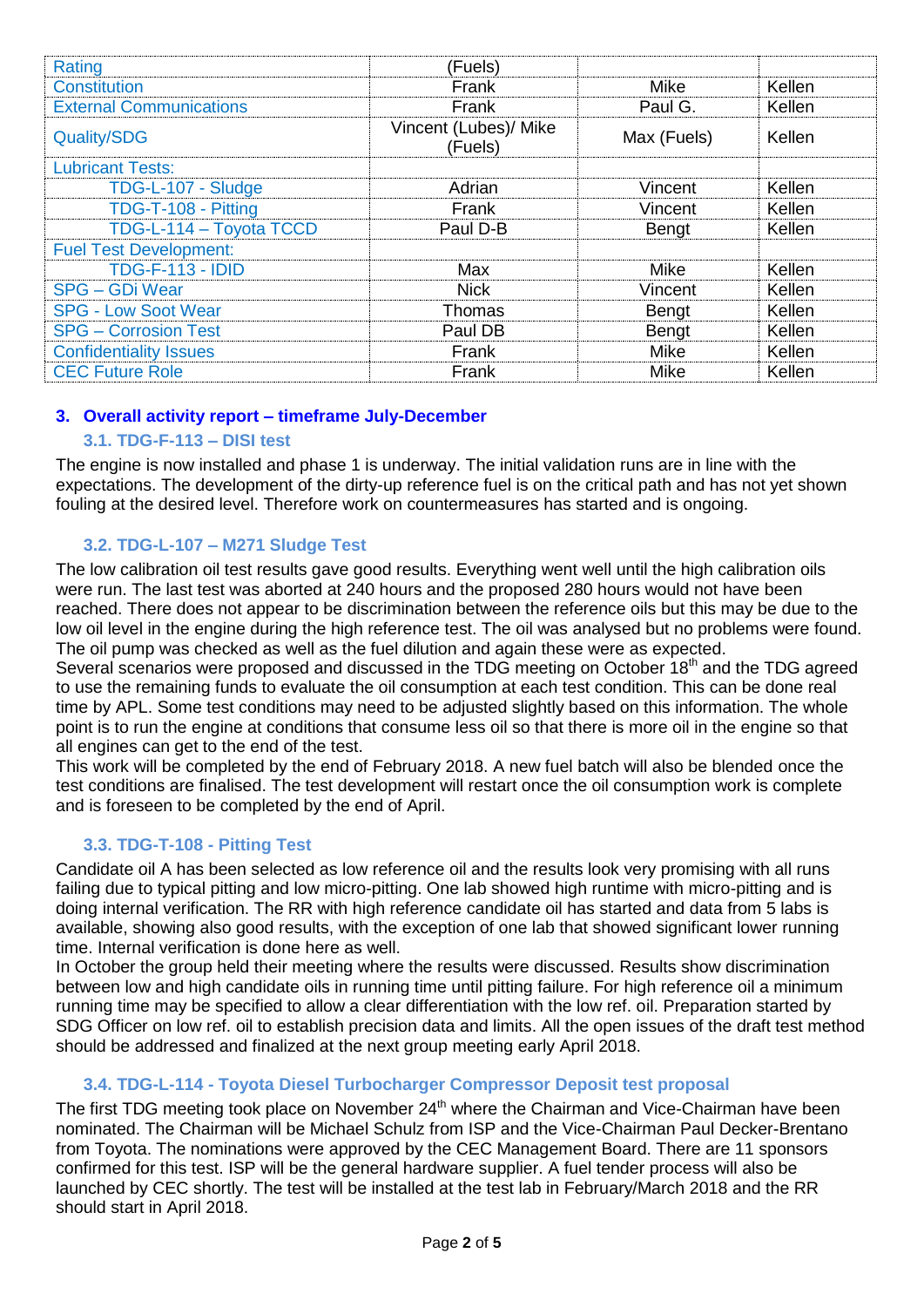| Rating | (Fuels) | | |
|---|---|---|---|
| Constitution | Frank | Mike | Kellen |
| External Communications | Frank | Paul G. | Kellen |
| Quality/SDG | Vincent (Lubes)/ Mike (Fuels) | Max (Fuels) | Kellen |
| Lubricant Tests: | | | |
| TDG-L-107 - Sludge | Adrian | Vincent | Kellen |
| TDG-T-108 - Pitting | Frank | Vincent | Kellen |
| TDG-L-114 – Toyota TCCD | Paul D-B | Bengt | Kellen |
| Fuel Test Development: | | | |
| TDG-F-113 - IDID | Max | Mike | Kellen |
| SPG – GDi Wear | Nick | Vincent | Kellen |
| SPG - Low Soot Wear | Thomas | Bengt | Kellen |
| SPG – Corrosion Test | Paul DB | Bengt | Kellen |
| Confidentiality Issues | Frank | Mike | Kellen |
| CEC Future Role | Frank | Mike | Kellen |

## 3. Overall activity report – timeframe July-December

### 3.1. TDG-F-113 – DISI test

The engine is now installed and phase 1 is underway. The initial validation runs are in line with the expectations. The development of the dirty-up reference fuel is on the critical path and has not yet shown fouling at the desired level. Therefore work on countermeasures has started and is ongoing.

### 3.2. TDG-L-107 – M271 Sludge Test

The low calibration oil test results gave good results. Everything went well until the high calibration oils were run. The last test was aborted at 240 hours and the proposed 280 hours would not have been reached. There does not appear to be discrimination between the reference oils but this may be due to the low oil level in the engine during the high reference test. The oil was analysed but no problems were found. The oil pump was checked as well as the fuel dilution and again these were as expected.
Several scenarios were proposed and discussed in the TDG meeting on October 18th and the TDG agreed to use the remaining funds to evaluate the oil consumption at each test condition. This can be done real time by APL. Some test conditions may need to be adjusted slightly based on this information. The whole point is to run the engine at conditions that consume less oil so that there is more oil in the engine so that all engines can get to the end of the test.
This work will be completed by the end of February 2018. A new fuel batch will also be blended once the test conditions are finalised. The test development will restart once the oil consumption work is complete and is foreseen to be completed by the end of April.

### 3.3. TDG-T-108 - Pitting Test

Candidate oil A has been selected as low reference oil and the results look very promising with all runs failing due to typical pitting and low micro-pitting. One lab showed high runtime with micro-pitting and is doing internal verification. The RR with high reference candidate oil has started and data from 5 labs is available, showing also good results, with the exception of one lab that showed significant lower running time. Internal verification is done here as well.
In October the group held their meeting where the results were discussed. Results show discrimination between low and high candidate oils in running time until pitting failure. For high reference oil a minimum running time may be specified to allow a clear differentiation with the low ref. oil. Preparation started by SDG Officer on low ref. oil to establish precision data and limits. All the open issues of the draft test method should be addressed and finalized at the next group meeting early April 2018.

### 3.4. TDG-L-114 - Toyota Diesel Turbocharger Compressor Deposit test proposal

The first TDG meeting took place on November 24th where the Chairman and Vice-Chairman have been nominated. The Chairman will be Michael Schulz from ISP and the Vice-Chairman Paul Decker-Brentano from Toyota. The nominations were approved by the CEC Management Board. There are 11 sponsors confirmed for this test. ISP will be the general hardware supplier. A fuel tender process will also be launched by CEC shortly. The test will be installed at the test lab in February/March 2018 and the RR should start in April 2018.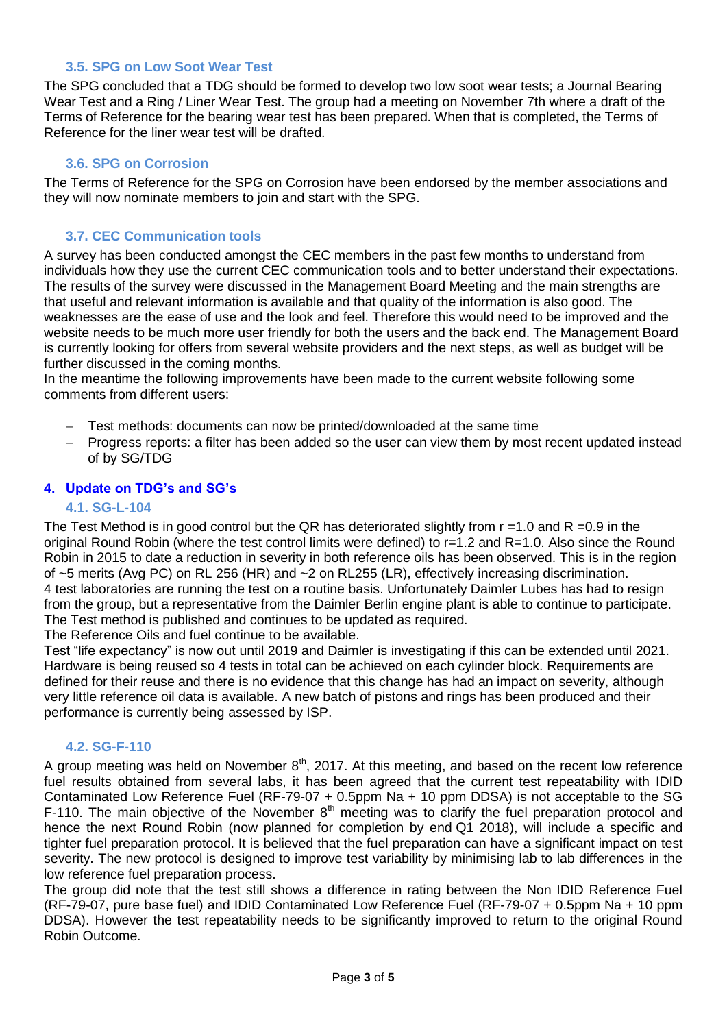### 3.5. SPG on Low Soot Wear Test

The SPG concluded that a TDG should be formed to develop two low soot wear tests; a Journal Bearing Wear Test and a Ring / Liner Wear Test. The group had a meeting on November 7th where a draft of the Terms of Reference for the bearing wear test has been prepared. When that is completed, the Terms of Reference for the liner wear test will be drafted.

### 3.6. SPG on Corrosion

The Terms of Reference for the SPG on Corrosion have been endorsed by the member associations and they will now nominate members to join and start with the SPG.

### 3.7. CEC Communication tools

A survey has been conducted amongst the CEC members in the past few months to understand from individuals how they use the current CEC communication tools and to better understand their expectations. The results of the survey were discussed in the Management Board Meeting and the main strengths are that useful and relevant information is available and that quality of the information is also good. The weaknesses are the ease of use and the look and feel. Therefore this would need to be improved and the website needs to be much more user friendly for both the users and the back end. The Management Board is currently looking for offers from several website providers and the next steps, as well as budget will be further discussed in the coming months.

In the meantime the following improvements have been made to the current website following some comments from different users:

- Test methods: documents can now be printed/downloaded at the same time
- Progress reports: a filter has been added so the user can view them by most recent updated instead of by SG/TDG

## 4. Update on TDG's and SG's

### 4.1. SG-L-104

The Test Method is in good control but the QR has deteriorated slightly from r =1.0 and R =0.9 in the original Round Robin (where the test control limits were defined) to r=1.2 and R=1.0. Also since the Round Robin in 2015 to date a reduction in severity in both reference oils has been observed. This is in the region of ~5 merits (Avg PC) on RL 256 (HR) and ~2 on RL255 (LR), effectively increasing discrimination.

4 test laboratories are running the test on a routine basis. Unfortunately Daimler Lubes has had to resign from the group, but a representative from the Daimler Berlin engine plant is able to continue to participate.

The Test method is published and continues to be updated as required.

The Reference Oils and fuel continue to be available.

Test "life expectancy" is now out until 2019 and Daimler is investigating if this can be extended until 2021. Hardware is being reused so 4 tests in total can be achieved on each cylinder block. Requirements are defined for their reuse and there is no evidence that this change has had an impact on severity, although very little reference oil data is available. A new batch of pistons and rings has been produced and their performance is currently being assessed by ISP.

### 4.2. SG-F-110

A group meeting was held on November 8th, 2017. At this meeting, and based on the recent low reference fuel results obtained from several labs, it has been agreed that the current test repeatability with IDID Contaminated Low Reference Fuel (RF-79-07 + 0.5ppm Na + 10 ppm DDSA) is not acceptable to the SG F-110. The main objective of the November 8th meeting was to clarify the fuel preparation protocol and hence the next Round Robin (now planned for completion by end Q1 2018), will include a specific and tighter fuel preparation protocol. It is believed that the fuel preparation can have a significant impact on test severity. The new protocol is designed to improve test variability by minimising lab to lab differences in the low reference fuel preparation process.

The group did note that the test still shows a difference in rating between the Non IDID Reference Fuel (RF-79-07, pure base fuel) and IDID Contaminated Low Reference Fuel (RF-79-07 + 0.5ppm Na + 10 ppm DDSA). However the test repeatability needs to be significantly improved to return to the original Round Robin Outcome.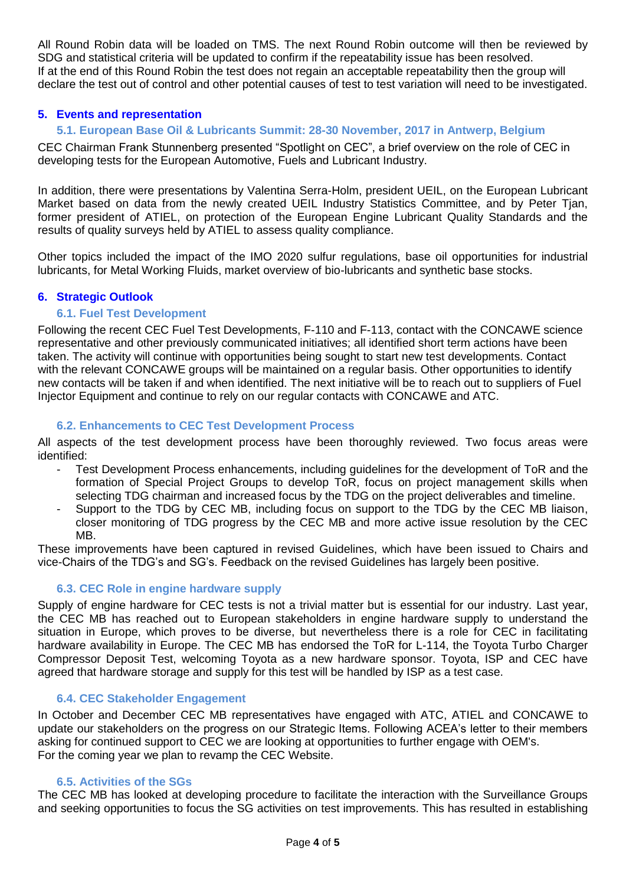All Round Robin data will be loaded on TMS. The next Round Robin outcome will then be reviewed by SDG and statistical criteria will be updated to confirm if the repeatability issue has been resolved.
If at the end of this Round Robin the test does not regain an acceptable repeatability then the group will declare the test out of control and other potential causes of test to test variation will need to be investigated.

## 5. Events and representation

### 5.1. European Base Oil & Lubricants Summit: 28-30 November, 2017 in Antwerp, Belgium

CEC Chairman Frank Stunnenberg presented "Spotlight on CEC", a brief overview on the role of CEC in developing tests for the European Automotive, Fuels and Lubricant Industry.

In addition, there were presentations by Valentina Serra-Holm, president UEIL, on the European Lubricant Market based on data from the newly created UEIL Industry Statistics Committee, and by Peter Tjan, former president of ATIEL, on protection of the European Engine Lubricant Quality Standards and the results of quality surveys held by ATIEL to assess quality compliance.

Other topics included the impact of the IMO 2020 sulfur regulations, base oil opportunities for industrial lubricants, for Metal Working Fluids, market overview of bio-lubricants and synthetic base stocks.

## 6. Strategic Outlook

### 6.1. Fuel Test Development

Following the recent CEC Fuel Test Developments, F-110 and F-113, contact with the CONCAWE science representative and other previously communicated initiatives; all identified short term actions have been taken. The activity will continue with opportunities being sought to start new test developments. Contact with the relevant CONCAWE groups will be maintained on a regular basis. Other opportunities to identify new contacts will be taken if and when identified. The next initiative will be to reach out to suppliers of Fuel Injector Equipment and continue to rely on our regular contacts with CONCAWE and ATC.

### 6.2. Enhancements to CEC Test Development Process

All aspects of the test development process have been thoroughly reviewed. Two focus areas were identified:

- Test Development Process enhancements, including guidelines for the development of ToR and the formation of Special Project Groups to develop ToR, focus on project management skills when selecting TDG chairman and increased focus by the TDG on the project deliverables and timeline.
- Support to the TDG by CEC MB, including focus on support to the TDG by the CEC MB liaison, closer monitoring of TDG progress by the CEC MB and more active issue resolution by the CEC MB.

These improvements have been captured in revised Guidelines, which have been issued to Chairs and vice-Chairs of the TDG's and SG's. Feedback on the revised Guidelines has largely been positive.

### 6.3. CEC Role in engine hardware supply

Supply of engine hardware for CEC tests is not a trivial matter but is essential for our industry. Last year, the CEC MB has reached out to European stakeholders in engine hardware supply to understand the situation in Europe, which proves to be diverse, but nevertheless there is a role for CEC in facilitating hardware availability in Europe. The CEC MB has endorsed the ToR for L-114, the Toyota Turbo Charger Compressor Deposit Test, welcoming Toyota as a new hardware sponsor. Toyota, ISP and CEC have agreed that hardware storage and supply for this test will be handled by ISP as a test case.

### 6.4. CEC Stakeholder Engagement

In October and December CEC MB representatives have engaged with ATC, ATIEL and CONCAWE to update our stakeholders on the progress on our Strategic Items. Following ACEA's letter to their members asking for continued support to CEC we are looking at opportunities to further engage with OEM's.
For the coming year we plan to revamp the CEC Website.

### 6.5. Activities of the SGs

The CEC MB has looked at developing procedure to facilitate the interaction with the Surveillance Groups and seeking opportunities to focus the SG activities on test improvements. This has resulted in establishing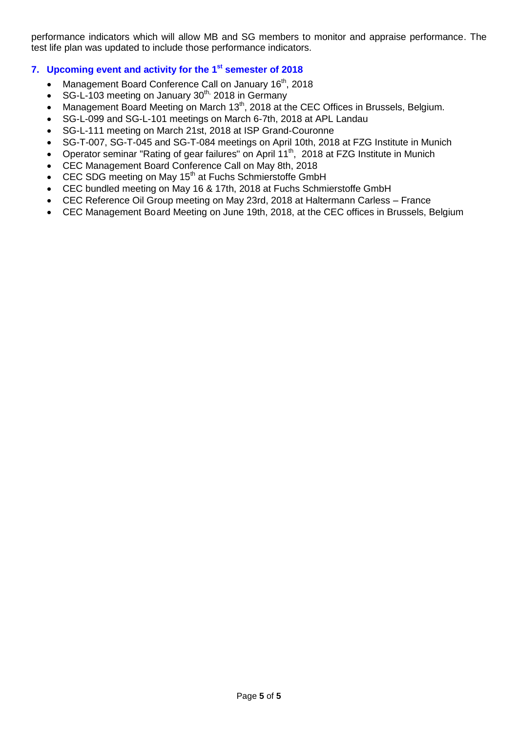performance indicators which will allow MB and SG members to monitor and appraise performance. The test life plan was updated to include those performance indicators.

## 7. Upcoming event and activity for the 1st semester of 2018

- Management Board Conference Call on January 16th, 2018
- SG-L-103 meeting on January 30th, 2018 in Germany
- Management Board Meeting on March 13th, 2018 at the CEC Offices in Brussels, Belgium.
- SG-L-099 and SG-L-101 meetings on March 6-7th, 2018 at APL Landau
- SG-L-111 meeting on March 21st, 2018 at ISP Grand-Couronne
- SG-T-007, SG-T-045 and SG-T-084 meetings on April 10th, 2018 at FZG Institute in Munich
- Operator seminar "Rating of gear failures" on April 11th, 2018 at FZG Institute in Munich
- CEC Management Board Conference Call on May 8th, 2018
- CEC SDG meeting on May 15th at Fuchs Schmierstoffe GmbH
- CEC bundled meeting on May 16 & 17th, 2018 at Fuchs Schmierstoffe GmbH
- CEC Reference Oil Group meeting on May 23rd, 2018 at Haltermann Carless – France
- CEC Management Board Meeting on June 19th, 2018, at the CEC offices in Brussels, Belgium